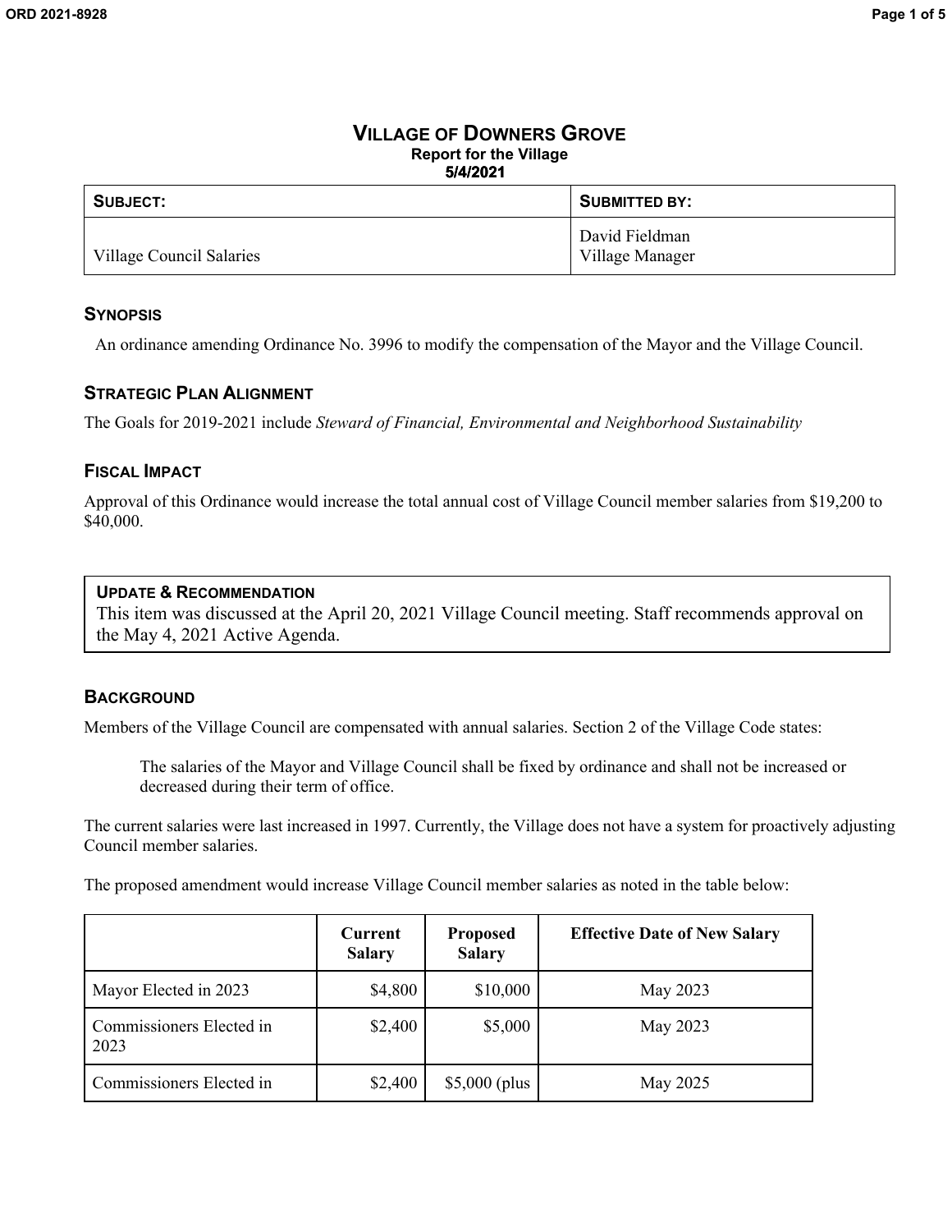# VILLAGE OF DOWNERS GROVE

**Report for the Village**
**5/4/2021**

| SUBJECT: | SUBMITTED BY: |
|---|---|
| Village Council Salaries | David Fieldman<br>Village Manager |

## SYNOPSIS

An ordinance amending Ordinance No. 3996 to modify the compensation of the Mayor and the Village Council.

## STRATEGIC PLAN ALIGNMENT

The Goals for 2019-2021 include *Steward of Financial, Environmental and Neighborhood Sustainability*

## FISCAL IMPACT

Approval of this Ordinance would increase the total annual cost of Village Council member salaries from $19,200 to $40,000.

### UPDATE & RECOMMENDATION

This item was discussed at the April 20, 2021 Village Council meeting. Staff recommends approval on the May 4, 2021 Active Agenda.

## BACKGROUND

Members of the Village Council are compensated with annual salaries. Section 2 of the Village Code states:

> The salaries of the Mayor and Village Council shall be fixed by ordinance and shall not be increased or decreased during their term of office.

The current salaries were last increased in 1997. Currently, the Village does not have a system for proactively adjusting Council member salaries.

The proposed amendment would increase Village Council member salaries as noted in the table below:

| | Current Salary | Proposed Salary | Effective Date of New Salary |
|---|---:|---:|:---:|
| Mayor Elected in 2023 | $4,800 | $10,000 | May 2023 |
| Commissioners Elected in 2023 | $2,400 | $5,000 | May 2023 |
| Commissioners Elected in | $2,400 | $5,000 (plus | May 2025 |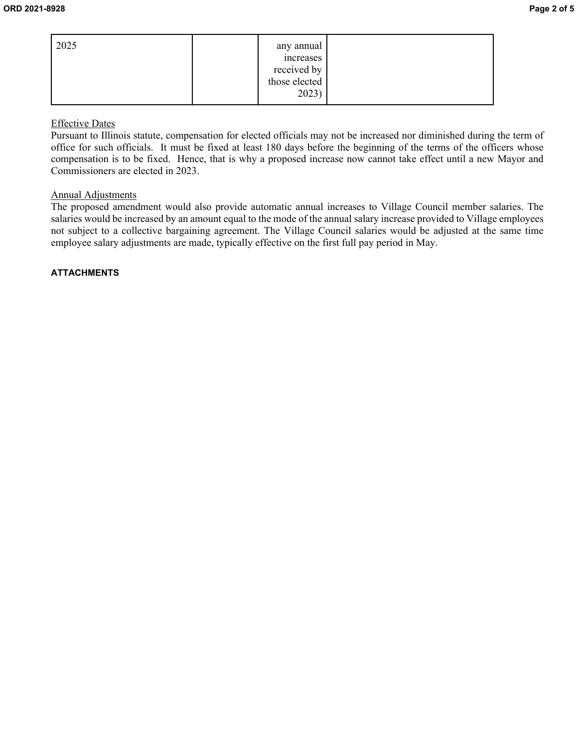| 2025 | | any annual increases received by those elected 2023) | |
|---|---|---|---|

Effective Dates

Pursuant to Illinois statute, compensation for elected officials may not be increased nor diminished during the term of office for such officials. It must be fixed at least 180 days before the beginning of the terms of the officers whose compensation is to be fixed. Hence, that is why a proposed increase now cannot take effect until a new Mayor and Commissioners are elected in 2023.

Annual Adjustments

The proposed amendment would also provide automatic annual increases to Village Council member salaries. The salaries would be increased by an amount equal to the mode of the annual salary increase provided to Village employees not subject to a collective bargaining agreement. The Village Council salaries would be adjusted at the same time employee salary adjustments are made, typically effective on the first full pay period in May.

**ATTACHMENTS**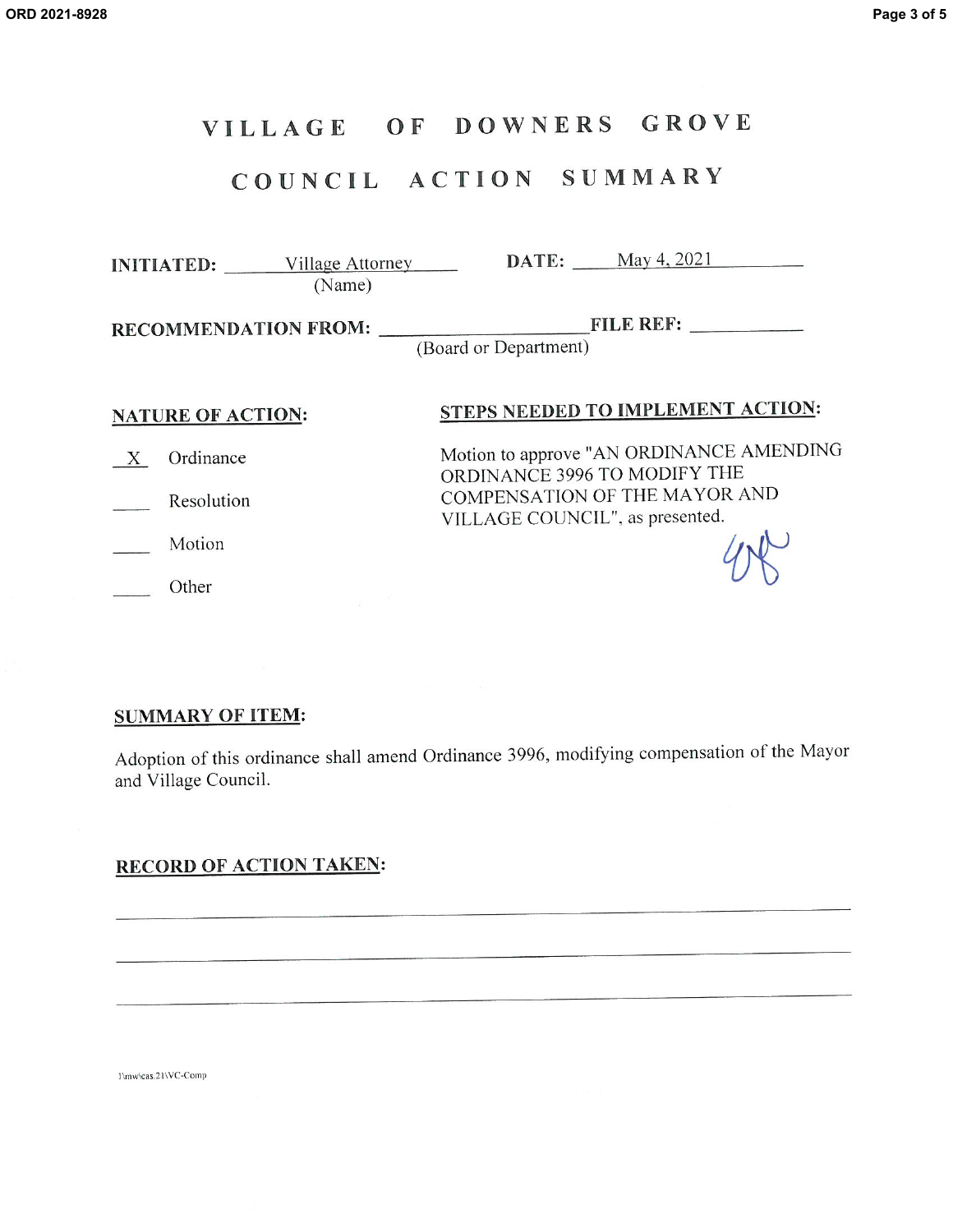# VILLAGE OF DOWNERS GROVE

## COUNCIL ACTION SUMMARY

**INITIATED:** Village Attorney
(Name)

**DATE:** May 4, 2021

**RECOMMENDATION FROM:** ______________________
(Board or Department)

**FILE REF:** ___________

**NATURE OF ACTION:**

X Ordinance

____ Resolution

____ Motion

____ Other

**STEPS NEEDED TO IMPLEMENT ACTION:**

Motion to approve "AN ORDINANCE AMENDING ORDINANCE 3996 TO MODIFY THE COMPENSATION OF THE MAYOR AND VILLAGE COUNCIL", as presented.

**SUMMARY OF ITEM:**

Adoption of this ordinance shall amend Ordinance 3996, modifying compensation of the Mayor and Village Council.

**RECORD OF ACTION TAKEN:**

_______________________________________________

_______________________________________________

_______________________________________________

I:\mw\cas.21\VC-Comp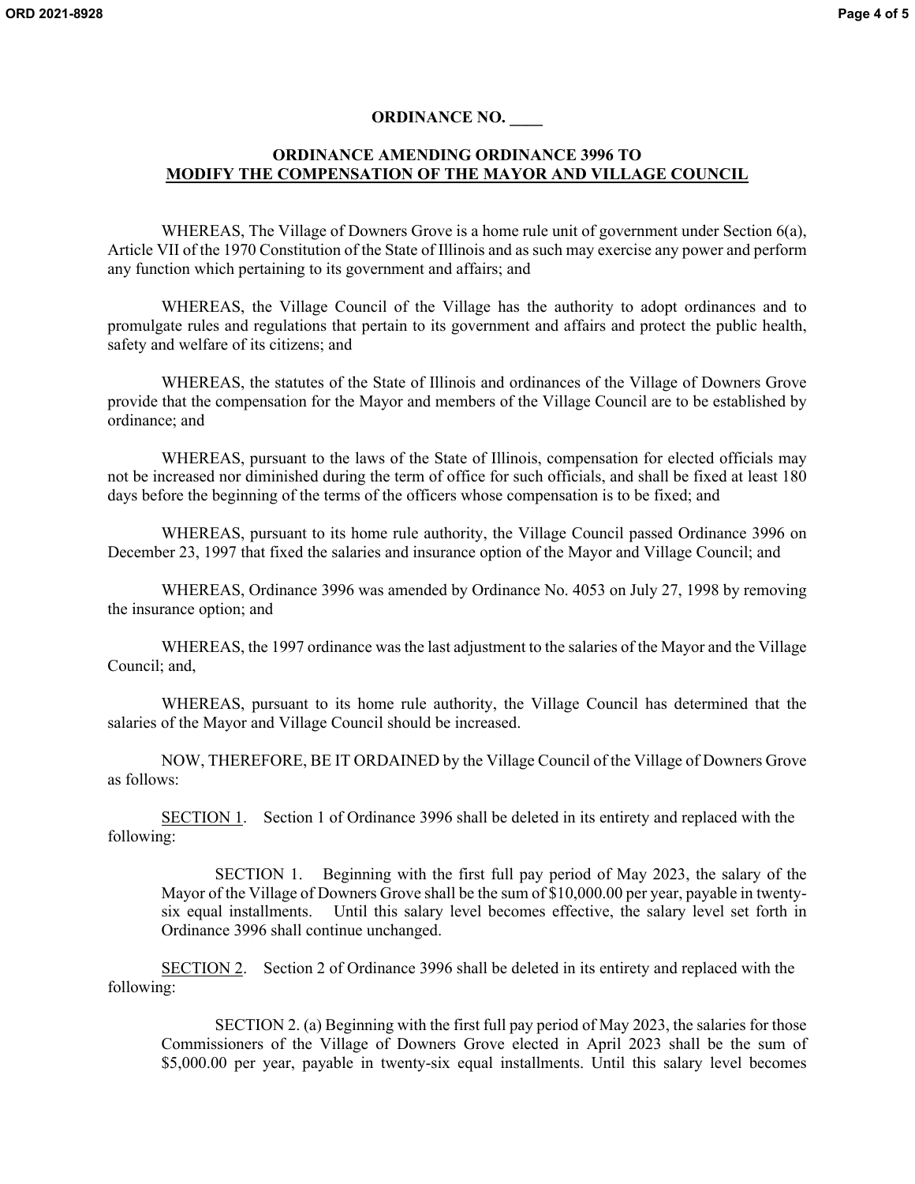# ORDINANCE NO. ____

## ORDINANCE AMENDING ORDINANCE 3996 TO MODIFY THE COMPENSATION OF THE MAYOR AND VILLAGE COUNCIL

WHEREAS, The Village of Downers Grove is a home rule unit of government under Section 6(a), Article VII of the 1970 Constitution of the State of Illinois and as such may exercise any power and perform any function which pertaining to its government and affairs; and

WHEREAS, the Village Council of the Village has the authority to adopt ordinances and to promulgate rules and regulations that pertain to its government and affairs and protect the public health, safety and welfare of its citizens; and

WHEREAS, the statutes of the State of Illinois and ordinances of the Village of Downers Grove provide that the compensation for the Mayor and members of the Village Council are to be established by ordinance; and

WHEREAS, pursuant to the laws of the State of Illinois, compensation for elected officials may not be increased nor diminished during the term of office for such officials, and shall be fixed at least 180 days before the beginning of the terms of the officers whose compensation is to be fixed; and

WHEREAS, pursuant to its home rule authority, the Village Council passed Ordinance 3996 on December 23, 1997 that fixed the salaries and insurance option of the Mayor and Village Council; and

WHEREAS, Ordinance 3996 was amended by Ordinance No. 4053 on July 27, 1998 by removing the insurance option; and

WHEREAS, the 1997 ordinance was the last adjustment to the salaries of the Mayor and the Village Council; and,

WHEREAS, pursuant to its home rule authority, the Village Council has determined that the salaries of the Mayor and Village Council should be increased.

NOW, THEREFORE, BE IT ORDAINED by the Village Council of the Village of Downers Grove as follows:

SECTION 1. Section 1 of Ordinance 3996 shall be deleted in its entirety and replaced with the following:

> SECTION 1. Beginning with the first full pay period of May 2023, the salary of the Mayor of the Village of Downers Grove shall be the sum of $10,000.00 per year, payable in twenty-six equal installments. Until this salary level becomes effective, the salary level set forth in Ordinance 3996 shall continue unchanged.

SECTION 2. Section 2 of Ordinance 3996 shall be deleted in its entirety and replaced with the following:

> SECTION 2. (a) Beginning with the first full pay period of May 2023, the salaries for those Commissioners of the Village of Downers Grove elected in April 2023 shall be the sum of $5,000.00 per year, payable in twenty-six equal installments. Until this salary level becomes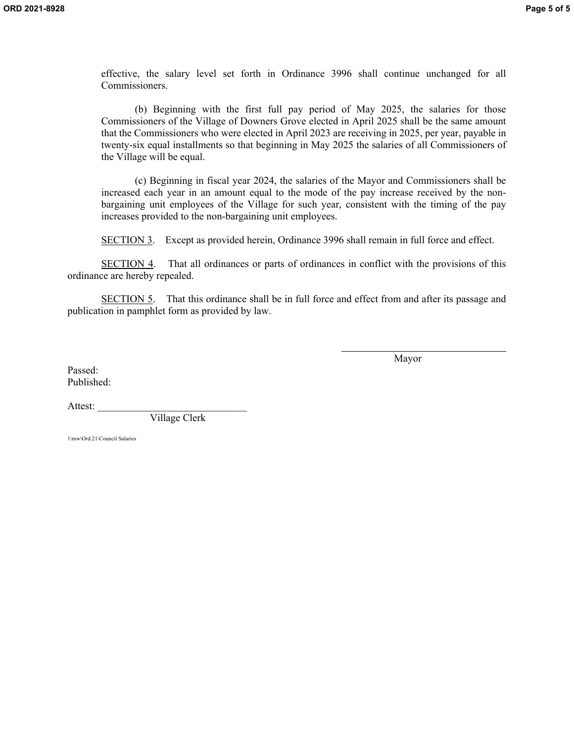effective, the salary level set forth in Ordinance 3996 shall continue unchanged for all Commissioners.

(b) Beginning with the first full pay period of May 2025, the salaries for those Commissioners of the Village of Downers Grove elected in April 2025 shall be the same amount that the Commissioners who were elected in April 2023 are receiving in 2025, per year, payable in twenty-six equal installments so that beginning in May 2025 the salaries of all Commissioners of the Village will be equal.

(c) Beginning in fiscal year 2024, the salaries of the Mayor and Commissioners shall be increased each year in an amount equal to the mode of the pay increase received by the non-bargaining unit employees of the Village for such year, consistent with the timing of the pay increases provided to the non-bargaining unit employees.

SECTION 3. Except as provided herein, Ordinance 3996 shall remain in full force and effect.

SECTION 4. That all ordinances or parts of ordinances in conflict with the provisions of this ordinance are hereby repealed.

SECTION 5. That this ordinance shall be in full force and effect from and after its passage and publication in pamphlet form as provided by law.

\_\_\_\_\_\_\_\_\_\_\_\_\_\_\_\_\_\_\_\_\_\_\_\_\_\_\_\_\_\_\_\_

Mayor

Passed:
Published:

Attest: \_\_\_\_\_\_\_\_\_\_\_\_\_\_\_\_\_\_\_\_\_\_\_\_\_\_\_\_\_\_

Village Clerk

1\mw\Ord.21\Council Salaries